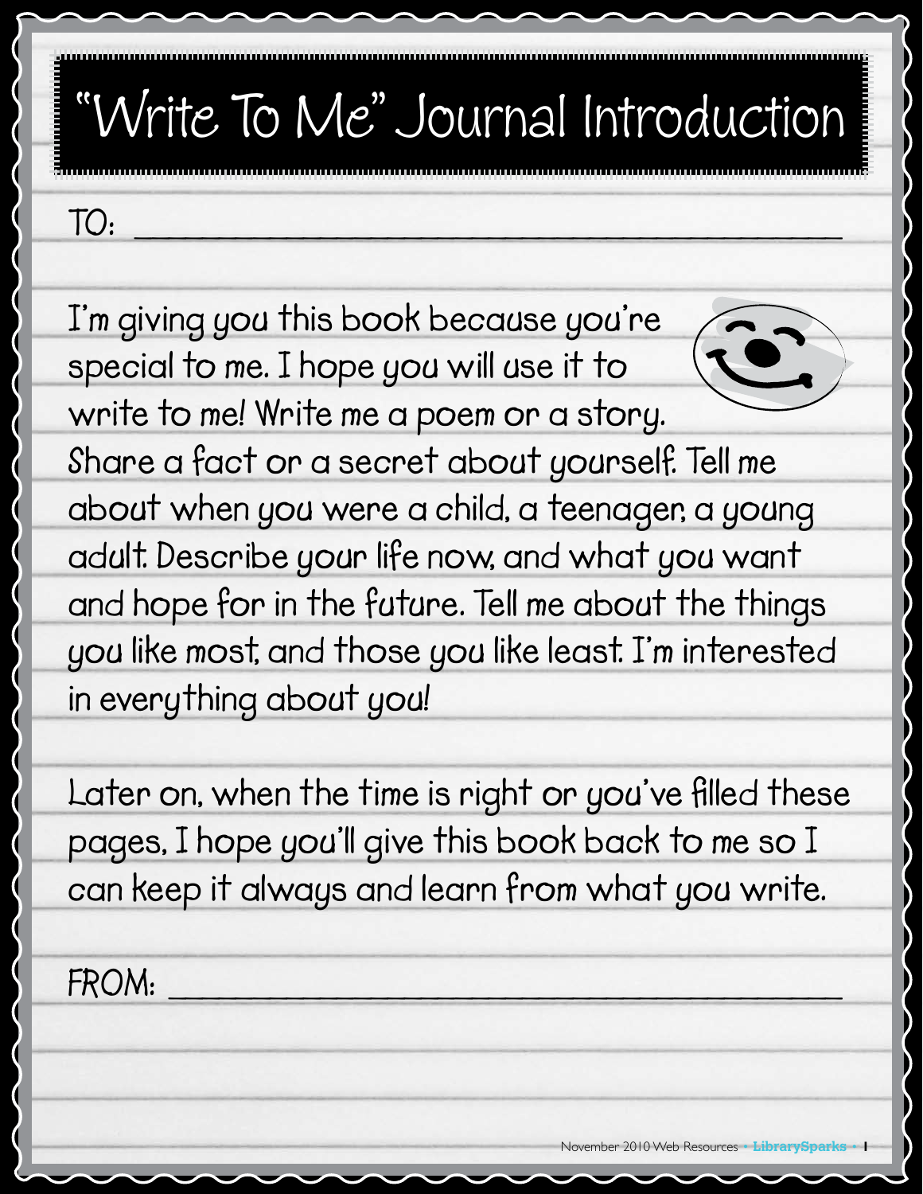# "Write To Me" Journal Introduction

TO: ___________________________________________

I'm giving you this book because you're special to me. I hope you will use it to write to me! Write me a poem or a story. Share a fact or a secret about yourself. Tell me about when you were a child, a teenager, a young adult. Describe your life now, and what you want and hope for in the future. Tell me about the things you like most, and those you like least. I'm interested in everything about you!

Later on, when the time is right or you've filled these pages, I hope you'll give this book back to me so I can keep it always and learn from what you write.

FROM: ___________________________________________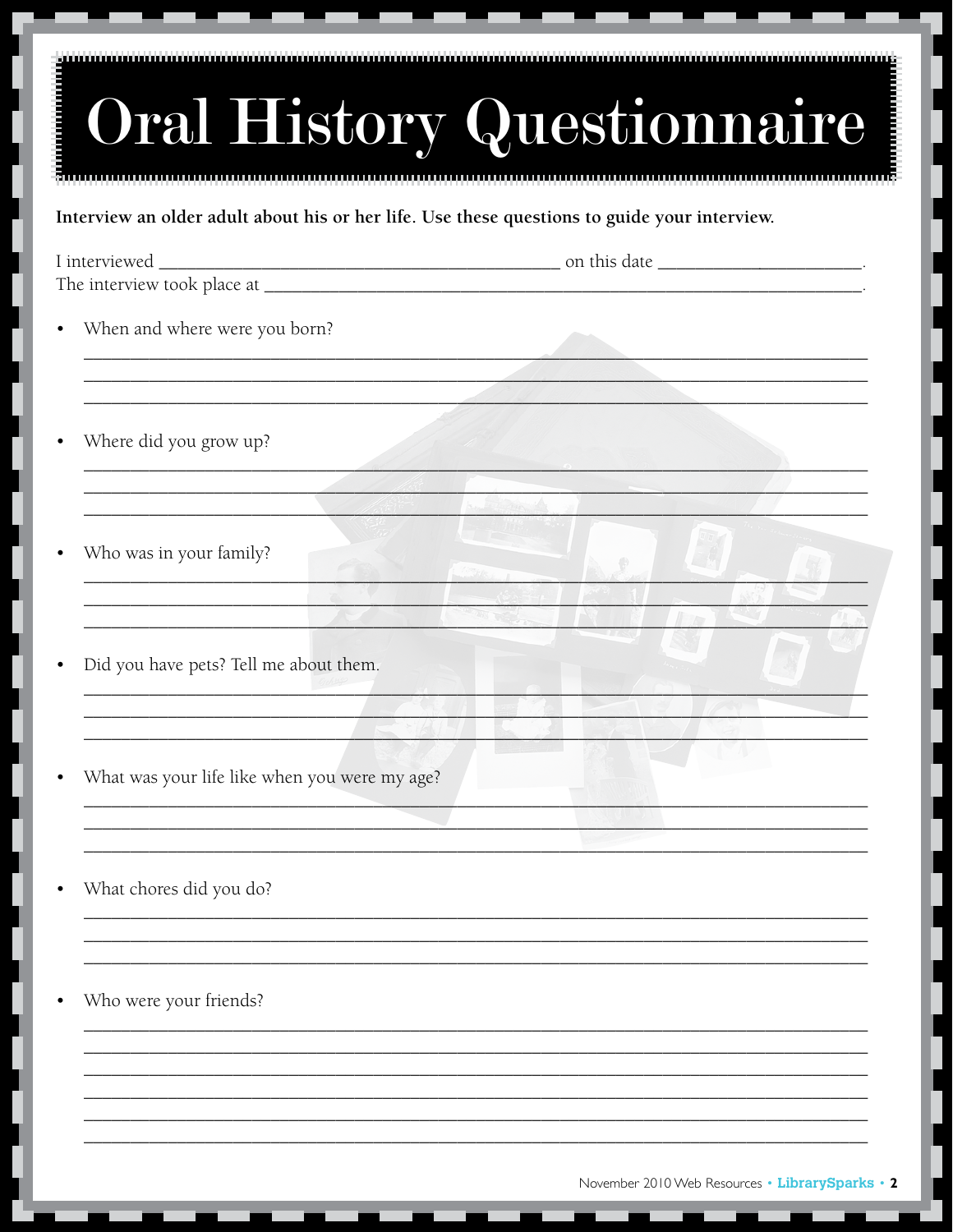# Oral History Questionnaire

**Interview an older adult about his or her life. Use these questions to guide your interview.**

I interviewed ________________________________________ on this date ____________________.
The interview took place at ______________________________________________________________.

- When and where were you born?

________________________________________________________________________________
________________________________________________________________________________
________________________________________________________________________________

- Where did you grow up?

________________________________________________________________________________
________________________________________________________________________________
________________________________________________________________________________

- Who was in your family?

________________________________________________________________________________
________________________________________________________________________________
________________________________________________________________________________

- Did you have pets? Tell me about them.

________________________________________________________________________________
________________________________________________________________________________
________________________________________________________________________________

- What was your life like when you were my age?

________________________________________________________________________________
________________________________________________________________________________
________________________________________________________________________________

- What chores did you do?

________________________________________________________________________________
________________________________________________________________________________
________________________________________________________________________________

- Who were your friends?

________________________________________________________________________________
________________________________________________________________________________
________________________________________________________________________________
________________________________________________________________________________
________________________________________________________________________________
________________________________________________________________________________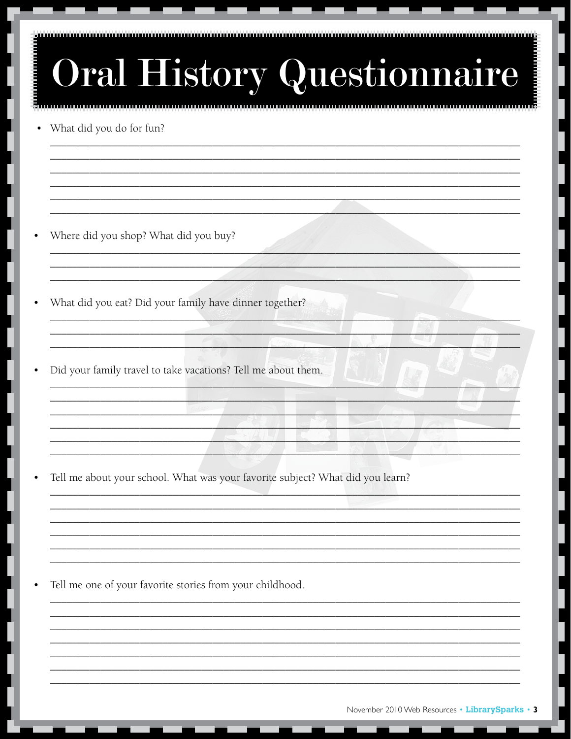# Oral History Questionnaire

- What did you do for fun?

________________________________________________________________________________
________________________________________________________________________________
________________________________________________________________________________
________________________________________________________________________________
________________________________________________________________________________
________________________________________________________________________________

- Where did you shop? What did you buy?

________________________________________________________________________________
________________________________________________________________________________
________________________________________________________________________________

- What did you eat? Did your family have dinner together?

________________________________________________________________________________
________________________________________________________________________________
________________________________________________________________________________

- Did your family travel to take vacations? Tell me about them.

________________________________________________________________________________
________________________________________________________________________________
________________________________________________________________________________
________________________________________________________________________________
________________________________________________________________________________
________________________________________________________________________________

- Tell me about your school. What was your favorite subject? What did you learn?

________________________________________________________________________________
________________________________________________________________________________
________________________________________________________________________________
________________________________________________________________________________
________________________________________________________________________________
________________________________________________________________________________

- Tell me one of your favorite stories from your childhood.

________________________________________________________________________________
________________________________________________________________________________
________________________________________________________________________________
________________________________________________________________________________
________________________________________________________________________________
________________________________________________________________________________
________________________________________________________________________________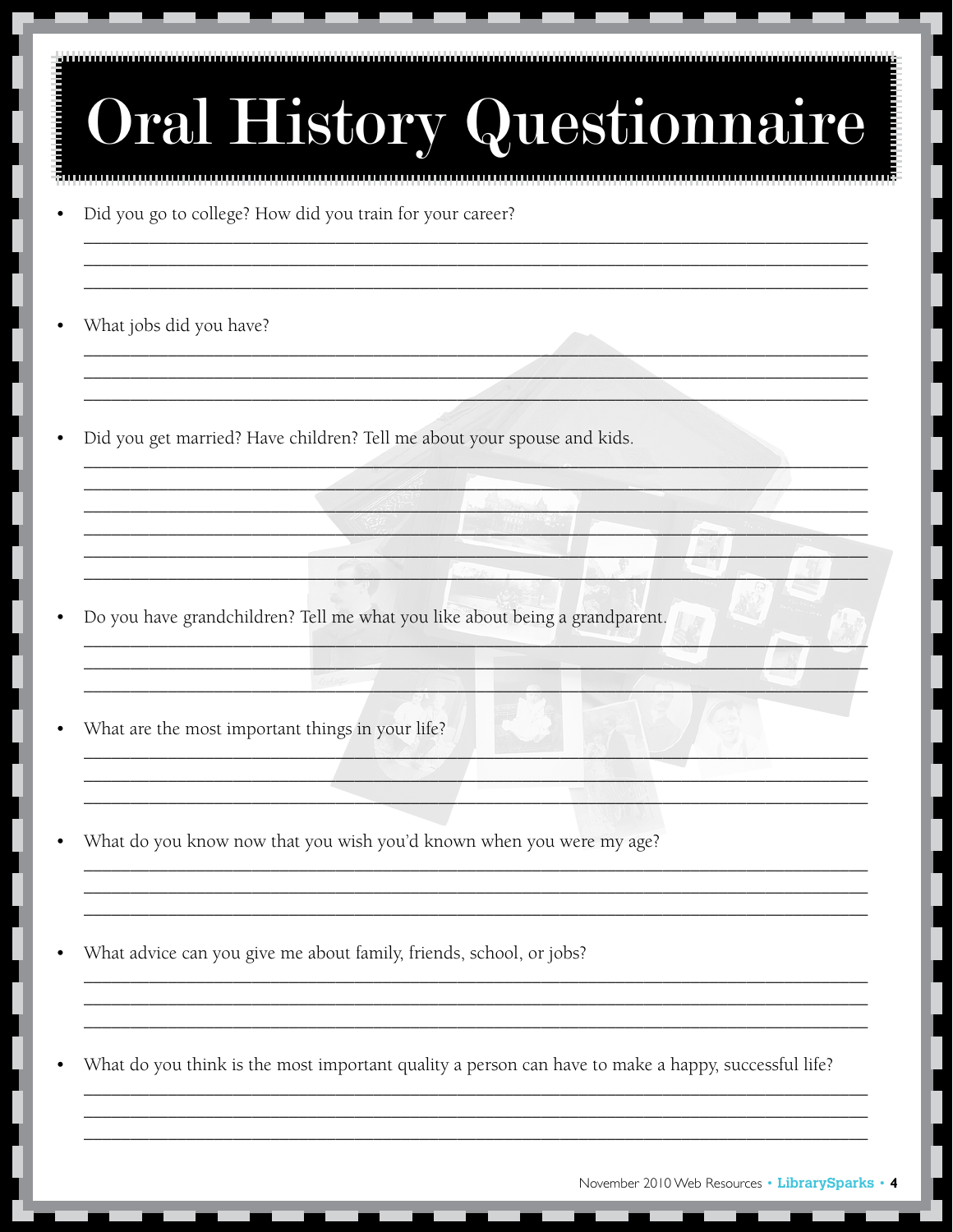# Oral History Questionnaire

- Did you go to college? How did you train for your career?

___________________________________________________________________________
___________________________________________________________________________
___________________________________________________________________________

- What jobs did you have?

___________________________________________________________________________
___________________________________________________________________________
___________________________________________________________________________

- Did you get married? Have children? Tell me about your spouse and kids.

___________________________________________________________________________
___________________________________________________________________________
___________________________________________________________________________
___________________________________________________________________________
___________________________________________________________________________
___________________________________________________________________________

- Do you have grandchildren? Tell me what you like about being a grandparent.

___________________________________________________________________________
___________________________________________________________________________
___________________________________________________________________________

- What are the most important things in your life?

___________________________________________________________________________
___________________________________________________________________________
___________________________________________________________________________

- What do you know now that you wish you'd known when you were my age?

___________________________________________________________________________
___________________________________________________________________________
___________________________________________________________________________

- What advice can you give me about family, friends, school, or jobs?

___________________________________________________________________________
___________________________________________________________________________
___________________________________________________________________________

- What do you think is the most important quality a person can have to make a happy, successful life?

___________________________________________________________________________
___________________________________________________________________________
___________________________________________________________________________